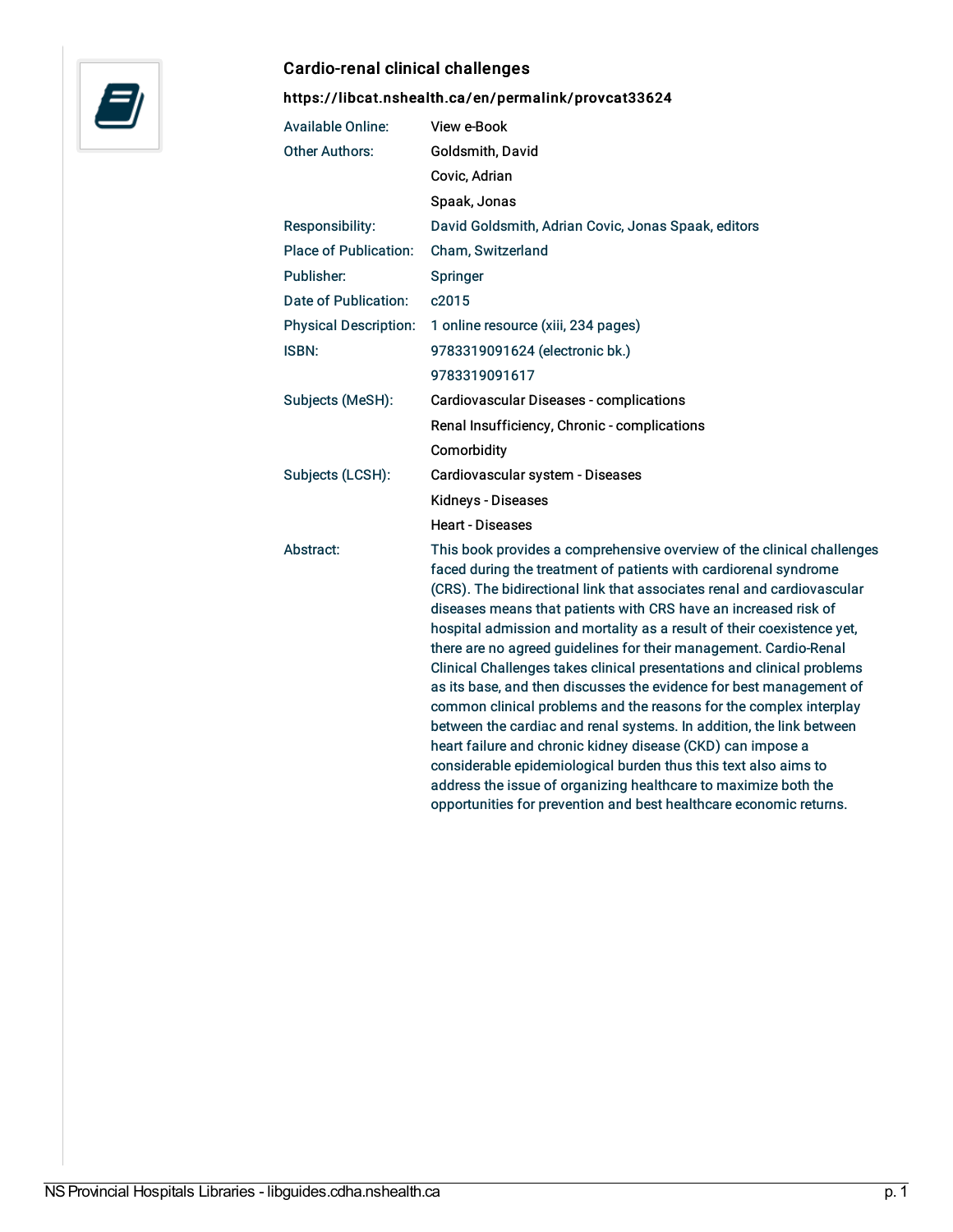## Cardio-renal clinical challenges

**https://libcat.nshealth.ca/en/permalink/provcat33624**

| | |
|---|---|
| Available Online: | View e-Book |
| Other Authors: | Goldsmith, David |
| | Covic, Adrian |
| | Spaak, Jonas |
| Responsibility: | David Goldsmith, Adrian Covic, Jonas Spaak, editors |
| Place of Publication: | Cham, Switzerland |
| Publisher: | Springer |
| Date of Publication: | c2015 |
| Physical Description: | 1 online resource (xiii, 234 pages) |
| ISBN: | 9783319091624 (electronic bk.) |
| | 9783319091617 |
| Subjects (MeSH): | Cardiovascular Diseases - complications |
| | Renal Insufficiency, Chronic - complications |
| | Comorbidity |
| Subjects (LCSH): | Cardiovascular system - Diseases |
| | Kidneys - Diseases |
| | Heart - Diseases |
| Abstract: | This book provides a comprehensive overview of the clinical challenges faced during the treatment of patients with cardiorenal syndrome (CRS). The bidirectional link that associates renal and cardiovascular diseases means that patients with CRS have an increased risk of hospital admission and mortality as a result of their coexistence yet, there are no agreed guidelines for their management. Cardio-Renal Clinical Challenges takes clinical presentations and clinical problems as its base, and then discusses the evidence for best management of common clinical problems and the reasons for the complex interplay between the cardiac and renal systems. In addition, the link between heart failure and chronic kidney disease (CKD) can impose a considerable epidemiological burden thus this text also aims to address the issue of organizing healthcare to maximize both the opportunities for prevention and best healthcare economic returns. |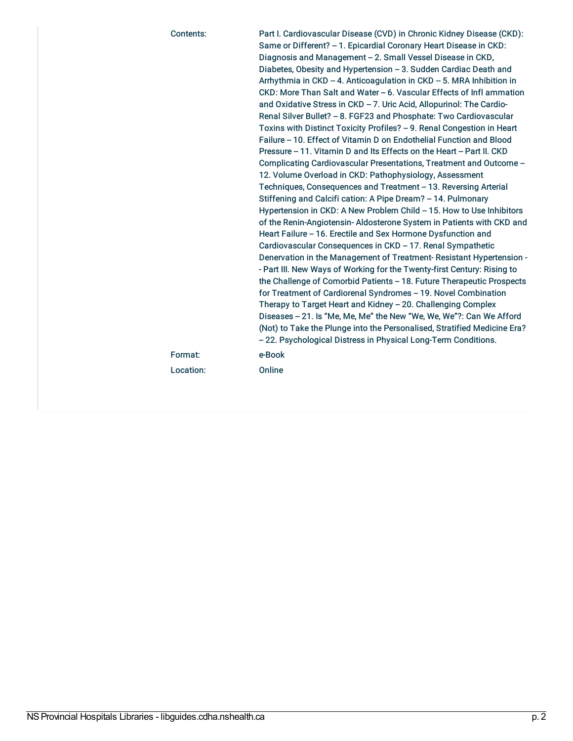| | |
|---|---|
| Contents: | Part I. Cardiovascular Disease (CVD) in Chronic Kidney Disease (CKD): Same or Different? -- 1. Epicardial Coronary Heart Disease in CKD: Diagnosis and Management -- 2. Small Vessel Disease in CKD, Diabetes, Obesity and Hypertension -- 3. Sudden Cardiac Death and Arrhythmia in CKD -- 4. Anticoagulation in CKD -- 5. MRA Inhibition in CKD: More Than Salt and Water -- 6. Vascular Effects of Infl ammation and Oxidative Stress in CKD -- 7. Uric Acid, Allopurinol: The Cardio-Renal Silver Bullet? -- 8. FGF23 and Phosphate: Two Cardiovascular Toxins with Distinct Toxicity Profiles? -- 9. Renal Congestion in Heart Failure -- 10. Effect of Vitamin D on Endothelial Function and Blood Pressure -- 11. Vitamin D and Its Effects on the Heart -- Part II. CKD Complicating Cardiovascular Presentations, Treatment and Outcome -- 12. Volume Overload in CKD: Pathophysiology, Assessment Techniques, Consequences and Treatment -- 13. Reversing Arterial Stiffening and Calcifi cation: A Pipe Dream? -- 14. Pulmonary Hypertension in CKD: A New Problem Child -- 15. How to Use Inhibitors of the Renin-Angiotensin- Aldosterone System in Patients with CKD and Heart Failure -- 16. Erectile and Sex Hormone Dysfunction and Cardiovascular Consequences in CKD -- 17. Renal Sympathetic Denervation in the Management of Treatment- Resistant Hypertension -- Part III. New Ways of Working for the Twenty-first Century: Rising to the Challenge of Comorbid Patients -- 18. Future Therapeutic Prospects for Treatment of Cardiorenal Syndromes -- 19. Novel Combination Therapy to Target Heart and Kidney -- 20. Challenging Complex Diseases -- 21. Is "Me, Me, Me" the New "We, We, We"?: Can We Afford (Not) to Take the Plunge into the Personalised, Stratified Medicine Era? -- 22. Psychological Distress in Physical Long-Term Conditions. |
| Format: | e-Book |
| Location: | Online |